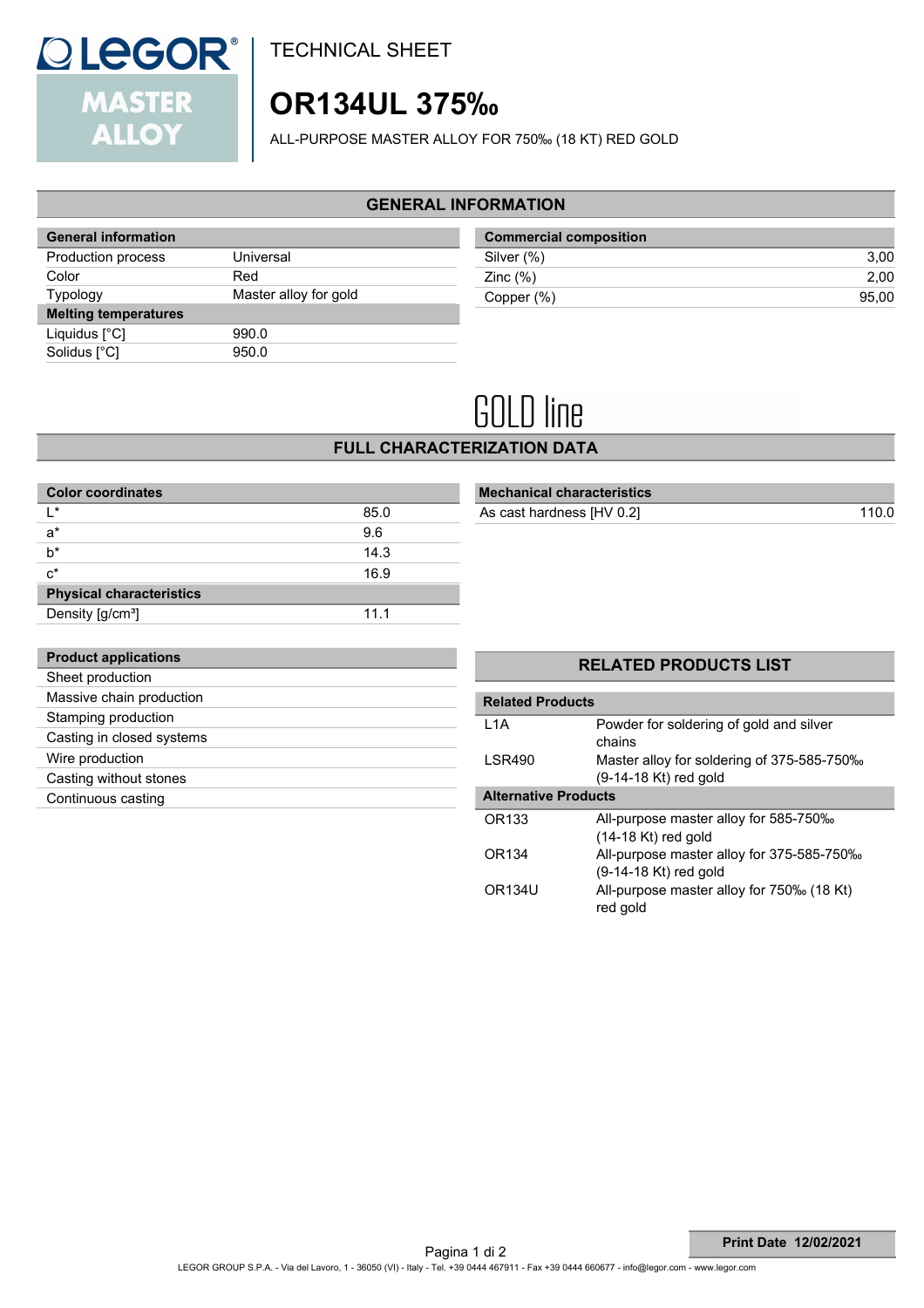TECHNICAL SHEET

# OR134UL 375‰

ALL-PURPOSE MASTER ALLOY FOR 750‰ (18 KT) RED GOLD

## GENERAL INFORMATION

| General information | |
|---|---|
| Production process | Universal |
| Color | Red |
| Typology | Master alloy for gold |
| **Melting temperatures** | |
| Liquidus [°C] | 990.0 |
| Solidus [°C] | 950.0 |

| Commercial composition | |
|---|---|
| Silver (%) | 3,00 |
| Zinc (%) | 2,00 |
| Copper (%) | 95,00 |

GOLD line

## FULL CHARACTERIZATION DATA

| Color coordinates | |
|---|---|
| L* | 85.0 |
| a* | 9.6 |
| b* | 14.3 |
| c* | 16.9 |
| **Physical characteristics** | |
| Density [g/cm³] | 11.1 |

| Mechanical characteristics | |
|---|---|
| As cast hardness [HV 0.2] | 110.0 |

| Product applications |
|---|
| Sheet production |
| Massive chain production |
| Stamping production |
| Casting in closed systems |
| Wire production |
| Casting without stones |
| Continuous casting |

## RELATED PRODUCTS LIST

| Related Products | |
|---|---|
| L1A | Powder for soldering of gold and silver chains |
| LSR490 | Master alloy for soldering of 375-585-750‰ (9-14-18 Kt) red gold |
| **Alternative Products** | |
| OR133 | All-purpose master alloy for 585-750‰ (14-18 Kt) red gold |
| OR134 | All-purpose master alloy for 375-585-750‰ (9-14-18 Kt) red gold |
| OR134U | All-purpose master alloy for 750‰ (18 Kt) red gold |

**Print Date 12/02/2021**

LEGOR GROUP S.P.A. - Via del Lavoro, 1 - 36050 (VI) - Italy - Tel. +39 0444 467911 - Fax +39 0444 660677 - info@legor.com - www.legor.com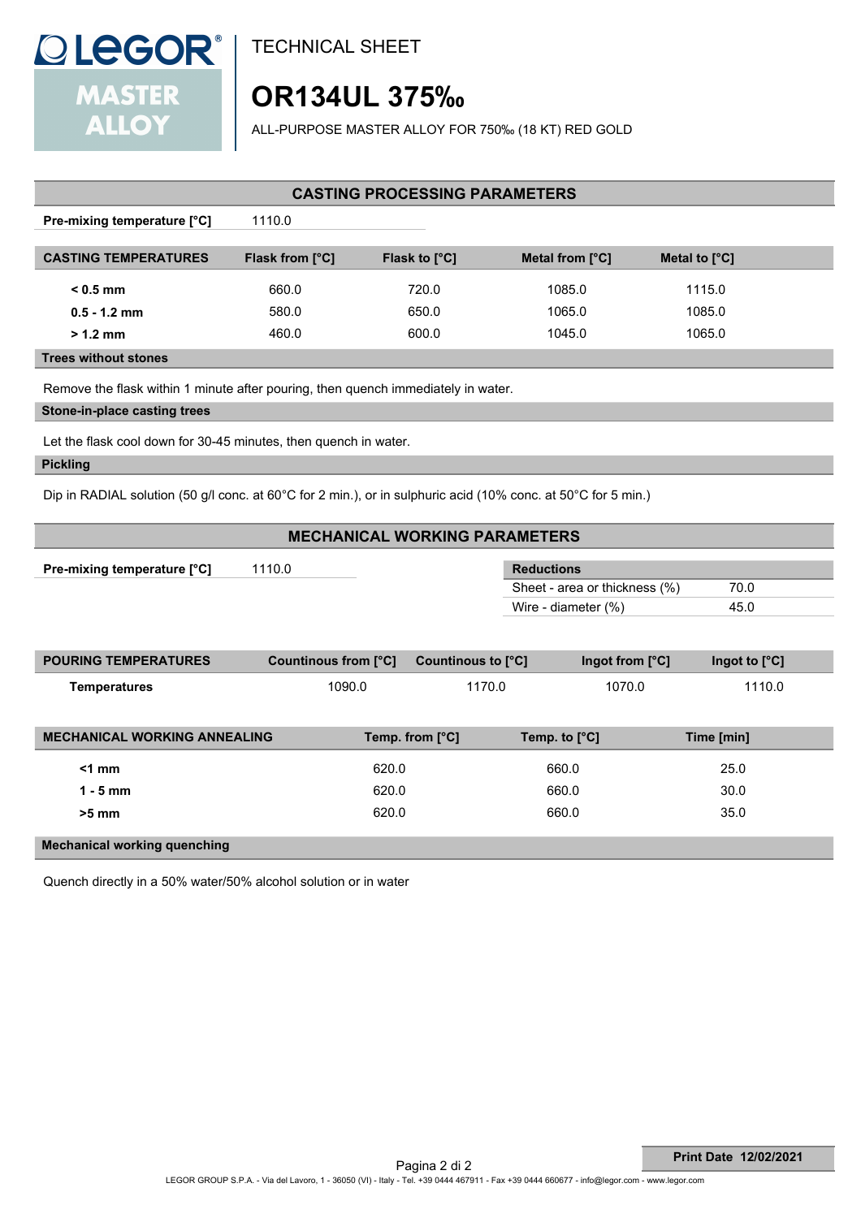TECHNICAL SHEET

# OR134UL 375‰

ALL-PURPOSE MASTER ALLOY FOR 750‰ (18 KT) RED GOLD

## CASTING PROCESSING PARAMETERS

**Pre-mixing temperature [°C]** 1110.0

| CASTING TEMPERATURES | Flask from [°C] | Flask to [°C] | Metal from [°C] | Metal to [°C] |
|---|---|---|---|---|
| **< 0.5 mm** | 660.0 | 720.0 | 1085.0 | 1115.0 |
| **0.5 - 1.2 mm** | 580.0 | 650.0 | 1065.0 | 1085.0 |
| **> 1.2 mm** | 460.0 | 600.0 | 1045.0 | 1065.0 |

### Trees without stones

Remove the flask within 1 minute after pouring, then quench immediately in water.

### Stone-in-place casting trees

Let the flask cool down for 30-45 minutes, then quench in water.

### Pickling

Dip in RADIAL solution (50 g/l conc. at 60°C for 2 min.), or in sulphuric acid (10% conc. at 50°C for 5 min.)

## MECHANICAL WORKING PARAMETERS

**Pre-mixing temperature [°C]** 1110.0

| Reductions | |
|---|---|
| Sheet - area or thickness (%) | 70.0 |
| Wire - diameter (%) | 45.0 |

| POURING TEMPERATURES | Countinous from [°C] | Countinous to [°C] | Ingot from [°C] | Ingot to [°C] |
|---|---|---|---|---|
| **Temperatures** | 1090.0 | 1170.0 | 1070.0 | 1110.0 |

| MECHANICAL WORKING ANNEALING | Temp. from [°C] | Temp. to [°C] | Time [min] |
|---|---|---|---|
| **<1 mm** | 620.0 | 660.0 | 25.0 |
| **1 - 5 mm** | 620.0 | 660.0 | 30.0 |
| **>5 mm** | 620.0 | 660.0 | 35.0 |

### Mechanical working quenching

Quench directly in a 50% water/50% alcohol solution or in water

**Print Date 12/02/2021**

LEGOR GROUP S.P.A. - Via del Lavoro, 1 - 36050 (VI) - Italy - Tel. +39 0444 467911 - Fax +39 0444 660677 - info@legor.com - www.legor.com